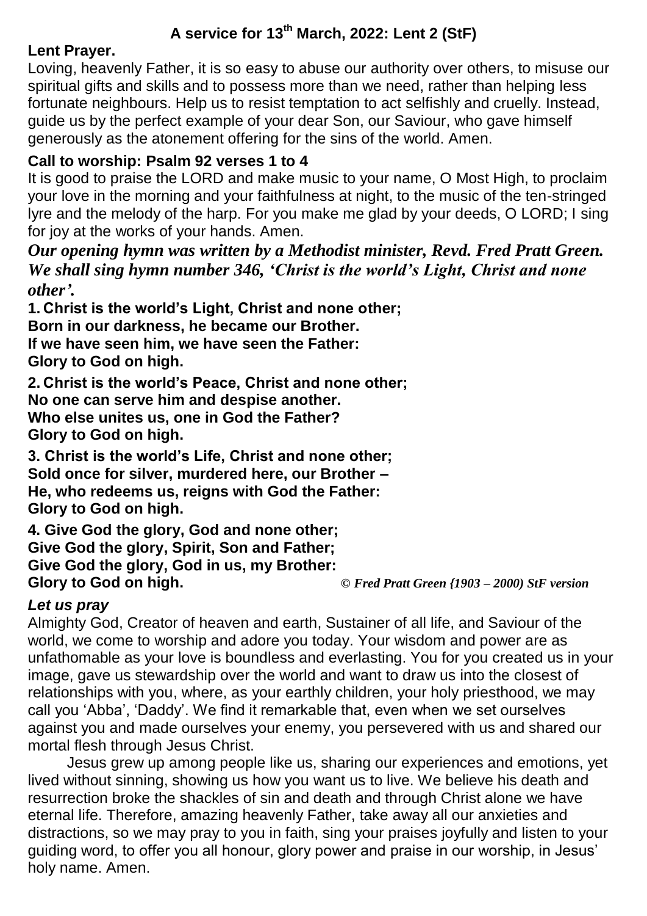# A service for 13th March, 2022: Lent 2 (StF)

**Lent Prayer.**

Loving, heavenly Father, it is so easy to abuse our authority over others, to misuse our spiritual gifts and skills and to possess more than we need, rather than helping less fortunate neighbours. Help us to resist temptation to act selfishly and cruelly. Instead, guide us by the perfect example of your dear Son, our Saviour, who gave himself generously as the atonement offering for the sins of the world. Amen.

**Call to worship: Psalm 92 verses 1 to 4**

It is good to praise the LORD and make music to your name, O Most High, to proclaim your love in the morning and your faithfulness at night, to the music of the ten-stringed lyre and the melody of the harp. For you make me glad by your deeds, O LORD; I sing for joy at the works of your hands. Amen.

***Our opening hymn was written by a Methodist minister, Revd. Fred Pratt Green. We shall sing hymn number 346, 'Christ is the world's Light, Christ and none other'.***

**1. Christ is the world's Light, Christ and none other;**
**Born in our darkness, he became our Brother.**
**If we have seen him, we have seen the Father:**
**Glory to God on high.**

**2. Christ is the world's Peace, Christ and none other;**
**No one can serve him and despise another.**
**Who else unites us, one in God the Father?**
**Glory to God on high.**

**3. Christ is the world's Life, Christ and none other;**
**Sold once for silver, murdered here, our Brother –**
**He, who redeems us, reigns with God the Father:**
**Glory to God on high.**

**4. Give God the glory, God and none other;**
**Give God the glory, Spirit, Son and Father;**
**Give God the glory, God in us, my Brother:**
**Glory to God on high.**

*© Fred Pratt Green {1903 – 2000) StF version*

***Let us pray***

Almighty God, Creator of heaven and earth, Sustainer of all life, and Saviour of the world, we come to worship and adore you today. Your wisdom and power are as unfathomable as your love is boundless and everlasting. You for you created us in your image, gave us stewardship over the world and want to draw us into the closest of relationships with you, where, as your earthly children, your holy priesthood, we may call you 'Abba', 'Daddy'. We find it remarkable that, even when we set ourselves against you and made ourselves your enemy, you persevered with us and shared our mortal flesh through Jesus Christ.

Jesus grew up among people like us, sharing our experiences and emotions, yet lived without sinning, showing us how you want us to live. We believe his death and resurrection broke the shackles of sin and death and through Christ alone we have eternal life. Therefore, amazing heavenly Father, take away all our anxieties and distractions, so we may pray to you in faith, sing your praises joyfully and listen to your guiding word, to offer you all honour, glory power and praise in our worship, in Jesus' holy name. Amen.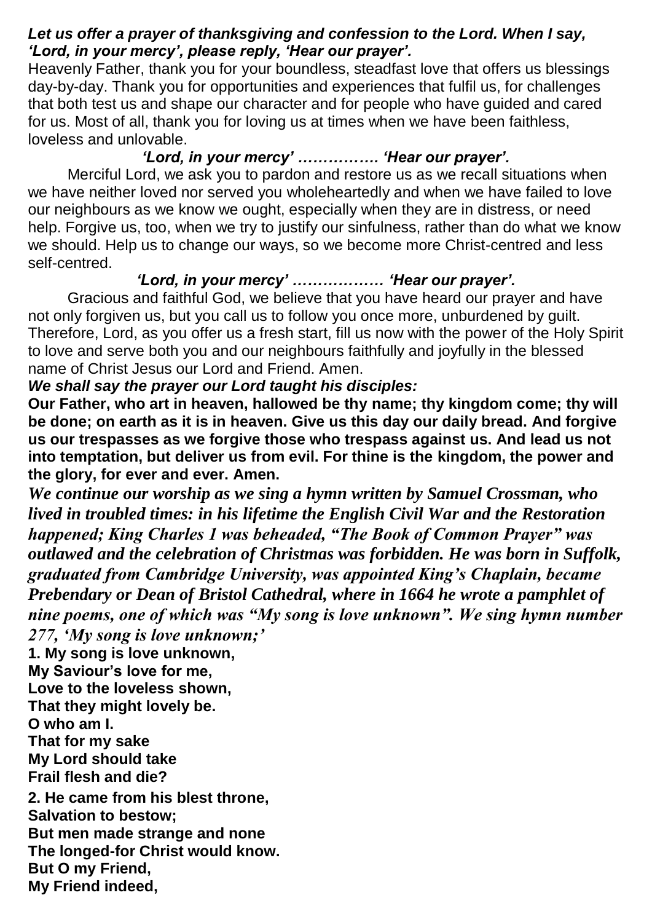***Let us offer a prayer of thanksgiving and confession to the Lord. When I say, 'Lord, in your mercy', please reply, 'Hear our prayer'.***

Heavenly Father, thank you for your boundless, steadfast love that offers us blessings day-by-day. Thank you for opportunities and experiences that fulfil us, for challenges that both test us and shape our character and for people who have guided and cared for us. Most of all, thank you for loving us at times when we have been faithless, loveless and unlovable.

***'Lord, in your mercy' ……………. 'Hear our prayer'.***

Merciful Lord, we ask you to pardon and restore us as we recall situations when we have neither loved nor served you wholeheartedly and when we have failed to love our neighbours as we know we ought, especially when they are in distress, or need help. Forgive us, too, when we try to justify our sinfulness, rather than do what we know we should. Help us to change our ways, so we become more Christ-centred and less self-centred.

***'Lord, in your mercy' ……………… 'Hear our prayer'.***

Gracious and faithful God, we believe that you have heard our prayer and have not only forgiven us, but you call us to follow you once more, unburdened by guilt. Therefore, Lord, as you offer us a fresh start, fill us now with the power of the Holy Spirit to love and serve both you and our neighbours faithfully and joyfully in the blessed name of Christ Jesus our Lord and Friend. Amen.

***We shall say the prayer our Lord taught his disciples:***

**Our Father, who art in heaven, hallowed be thy name; thy kingdom come; thy will be done; on earth as it is in heaven. Give us this day our daily bread. And forgive us our trespasses as we forgive those who trespass against us. And lead us not into temptation, but deliver us from evil. For thine is the kingdom, the power and the glory, for ever and ever. Amen.**

***We continue our worship as we sing a hymn written by Samuel Crossman, who lived in troubled times: in his lifetime the English Civil War and the Restoration happened; King Charles 1 was beheaded, "The Book of Common Prayer" was outlawed and the celebration of Christmas was forbidden. He was born in Suffolk, graduated from Cambridge University, was appointed King's Chaplain, became Prebendary or Dean of Bristol Cathedral, where in 1664 he wrote a pamphlet of nine poems, one of which was "My song is love unknown". We sing hymn number 277, 'My song is love unknown;'***

**1. My song is love unknown,**
**My Saviour's love for me,**
**Love to the loveless shown,**
**That they might lovely be.**
**O who am I.**
**That for my sake**
**My Lord should take**
**Frail flesh and die?**

**2. He came from his blest throne,**
**Salvation to bestow;**
**But men made strange and none**
**The longed-for Christ would know.**
**But O my Friend,**
**My Friend indeed,**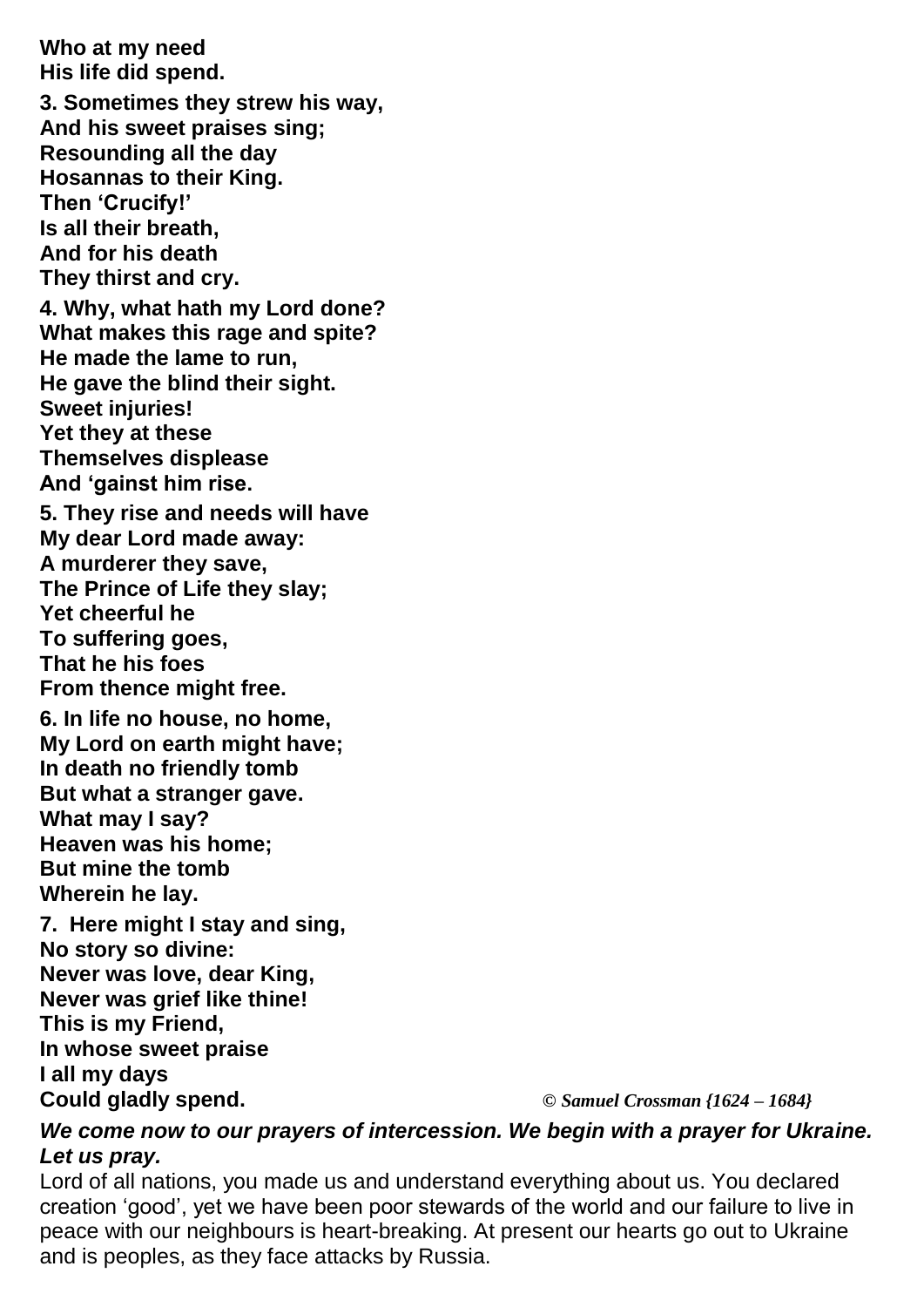**Who at my need**
**His life did spend.**

**3. Sometimes they strew his way,**
**And his sweet praises sing;**
**Resounding all the day**
**Hosannas to their King.**
**Then 'Crucify!'**
**Is all their breath,**
**And for his death**
**They thirst and cry.**

**4. Why, what hath my Lord done?**
**What makes this rage and spite?**
**He made the lame to run,**
**He gave the blind their sight.**
**Sweet injuries!**
**Yet they at these**
**Themselves displease**
**And 'gainst him rise.**

**5. They rise and needs will have**
**My dear Lord made away:**
**A murderer they save,**
**The Prince of Life they slay;**
**Yet cheerful he**
**To suffering goes,**
**That he his foes**
**From thence might free.**

**6. In life no house, no home,**
**My Lord on earth might have;**
**In death no friendly tomb**
**But what a stranger gave.**
**What may I say?**
**Heaven was his home;**
**But mine the tomb**
**Wherein he lay.**

**7. Here might I stay and sing,**
**No story so divine:**
**Never was love, dear King,**
**Never was grief like thine!**
**This is my Friend,**
**In whose sweet praise**
**I all my days**
**Could gladly spend.**

***© Samuel Crossman {1624 – 1684}***

***We come now to our prayers of intercession. We begin with a prayer for Ukraine. Let us pray.***

Lord of all nations, you made us and understand everything about us. You declared creation 'good', yet we have been poor stewards of the world and our failure to live in peace with our neighbours is heart-breaking. At present our hearts go out to Ukraine and is peoples, as they face attacks by Russia.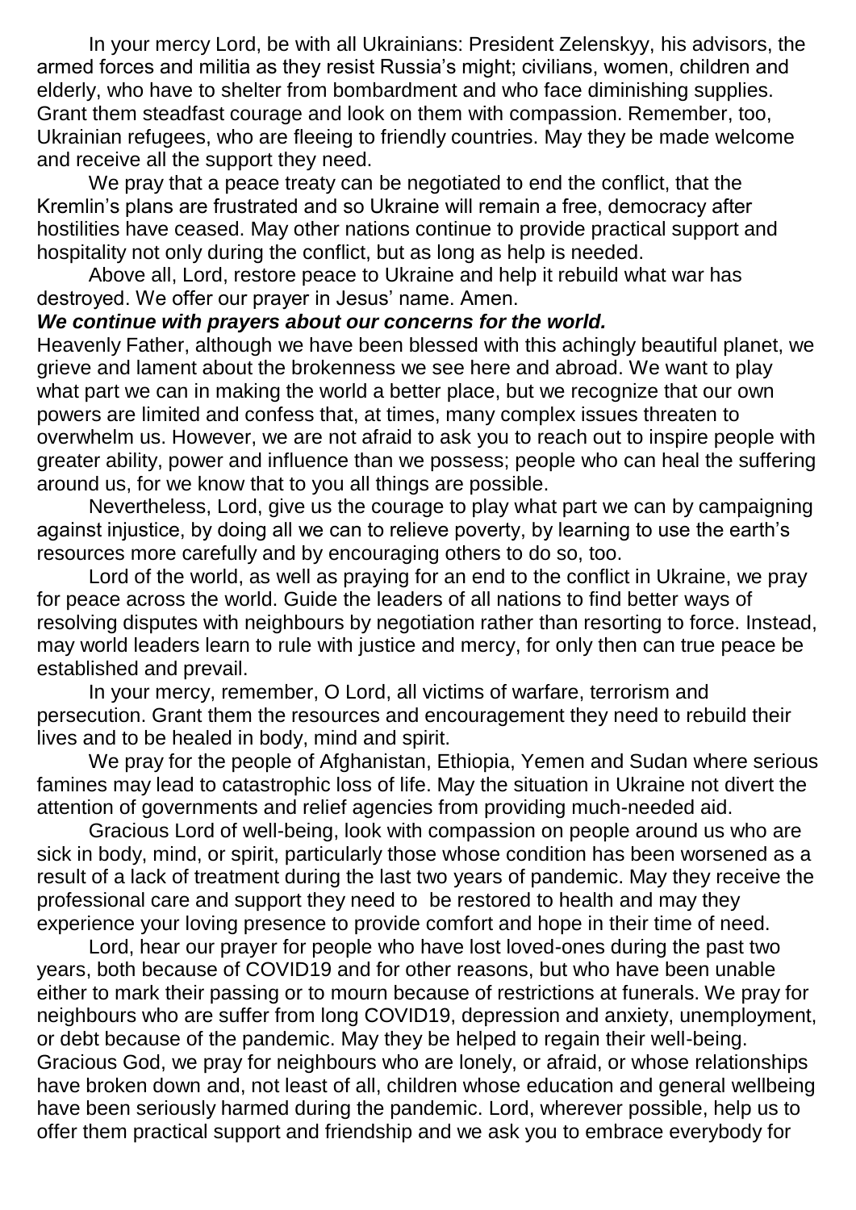In your mercy Lord, be with all Ukrainians: President Zelenskyy, his advisors, the armed forces and militia as they resist Russia's might; civilians, women, children and elderly, who have to shelter from bombardment and who face diminishing supplies. Grant them steadfast courage and look on them with compassion. Remember, too, Ukrainian refugees, who are fleeing to friendly countries. May they be made welcome and receive all the support they need.

We pray that a peace treaty can be negotiated to end the conflict, that the Kremlin's plans are frustrated and so Ukraine will remain a free, democracy after hostilities have ceased. May other nations continue to provide practical support and hospitality not only during the conflict, but as long as help is needed.

Above all, Lord, restore peace to Ukraine and help it rebuild what war has destroyed. We offer our prayer in Jesus' name. Amen.

***We continue with prayers about our concerns for the world.***

Heavenly Father, although we have been blessed with this achingly beautiful planet, we grieve and lament about the brokenness we see here and abroad. We want to play what part we can in making the world a better place, but we recognize that our own powers are limited and confess that, at times, many complex issues threaten to overwhelm us. However, we are not afraid to ask you to reach out to inspire people with greater ability, power and influence than we possess; people who can heal the suffering around us, for we know that to you all things are possible.

Nevertheless, Lord, give us the courage to play what part we can by campaigning against injustice, by doing all we can to relieve poverty, by learning to use the earth's resources more carefully and by encouraging others to do so, too.

Lord of the world, as well as praying for an end to the conflict in Ukraine, we pray for peace across the world. Guide the leaders of all nations to find better ways of resolving disputes with neighbours by negotiation rather than resorting to force. Instead, may world leaders learn to rule with justice and mercy, for only then can true peace be established and prevail.

In your mercy, remember, O Lord, all victims of warfare, terrorism and persecution. Grant them the resources and encouragement they need to rebuild their lives and to be healed in body, mind and spirit.

We pray for the people of Afghanistan, Ethiopia, Yemen and Sudan where serious famines may lead to catastrophic loss of life. May the situation in Ukraine not divert the attention of governments and relief agencies from providing much-needed aid.

Gracious Lord of well-being, look with compassion on people around us who are sick in body, mind, or spirit, particularly those whose condition has been worsened as a result of a lack of treatment during the last two years of pandemic. May they receive the professional care and support they need to be restored to health and may they experience your loving presence to provide comfort and hope in their time of need.

Lord, hear our prayer for people who have lost loved-ones during the past two years, both because of COVID19 and for other reasons, but who have been unable either to mark their passing or to mourn because of restrictions at funerals. We pray for neighbours who are suffer from long COVID19, depression and anxiety, unemployment, or debt because of the pandemic. May they be helped to regain their well-being. Gracious God, we pray for neighbours who are lonely, or afraid, or whose relationships have broken down and, not least of all, children whose education and general wellbeing have been seriously harmed during the pandemic. Lord, wherever possible, help us to offer them practical support and friendship and we ask you to embrace everybody for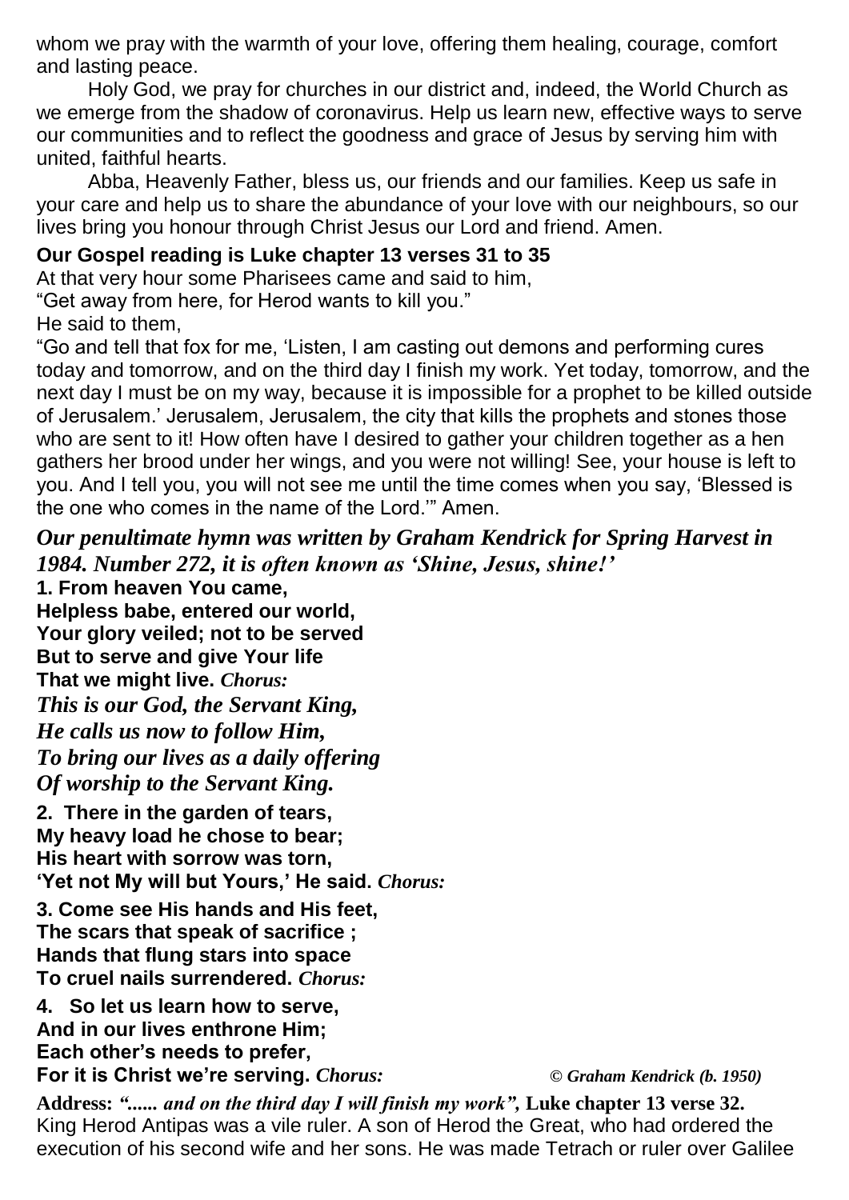whom we pray with the warmth of your love, offering them healing, courage, comfort and lasting peace.

Holy God, we pray for churches in our district and, indeed, the World Church as we emerge from the shadow of coronavirus. Help us learn new, effective ways to serve our communities and to reflect the goodness and grace of Jesus by serving him with united, faithful hearts.

Abba, Heavenly Father, bless us, our friends and our families. Keep us safe in your care and help us to share the abundance of your love with our neighbours, so our lives bring you honour through Christ Jesus our Lord and friend. Amen.

**Our Gospel reading is Luke chapter 13 verses 31 to 35**

At that very hour some Pharisees came and said to him,
"Get away from here, for Herod wants to kill you."
He said to them,
"Go and tell that fox for me, 'Listen, I am casting out demons and performing cures today and tomorrow, and on the third day I finish my work. Yet today, tomorrow, and the next day I must be on my way, because it is impossible for a prophet to be killed outside of Jerusalem.' Jerusalem, Jerusalem, the city that kills the prophets and stones those who are sent to it! How often have I desired to gather your children together as a hen gathers her brood under her wings, and you were not willing! See, your house is left to you. And I tell you, you will not see me until the time comes when you say, 'Blessed is the one who comes in the name of the Lord.'" Amen.

***Our penultimate hymn was written by Graham Kendrick for Spring Harvest in 1984. Number 272, it is often known as 'Shine, Jesus, shine!'***

**1. From heaven You came,**
**Helpless babe, entered our world,**
**Your glory veiled; not to be served**
**But to serve and give Your life**
**That we might live.** ***Chorus:***
***This is our God, the Servant King,***
***He calls us now to follow Him,***
***To bring our lives as a daily offering***
***Of worship to the Servant King.***

**2. There in the garden of tears,**
**My heavy load he chose to bear;**
**His heart with sorrow was torn,**
**'Yet not My will but Yours,' He said.** ***Chorus:***

**3. Come see His hands and His feet,**
**The scars that speak of sacrifice ;**
**Hands that flung stars into space**
**To cruel nails surrendered.** ***Chorus:***

**4. So let us learn how to serve,**
**And in our lives enthrone Him;**
**Each other's needs to prefer,**
**For it is Christ we're serving.** ***Chorus:***

***© Graham Kendrick (b. 1950)***

**Address:** ***"...... and on the third day I will finish my work",*** **Luke chapter 13 verse 32.**
King Herod Antipas was a vile ruler. A son of Herod the Great, who had ordered the execution of his second wife and her sons. He was made Tetrach or ruler over Galilee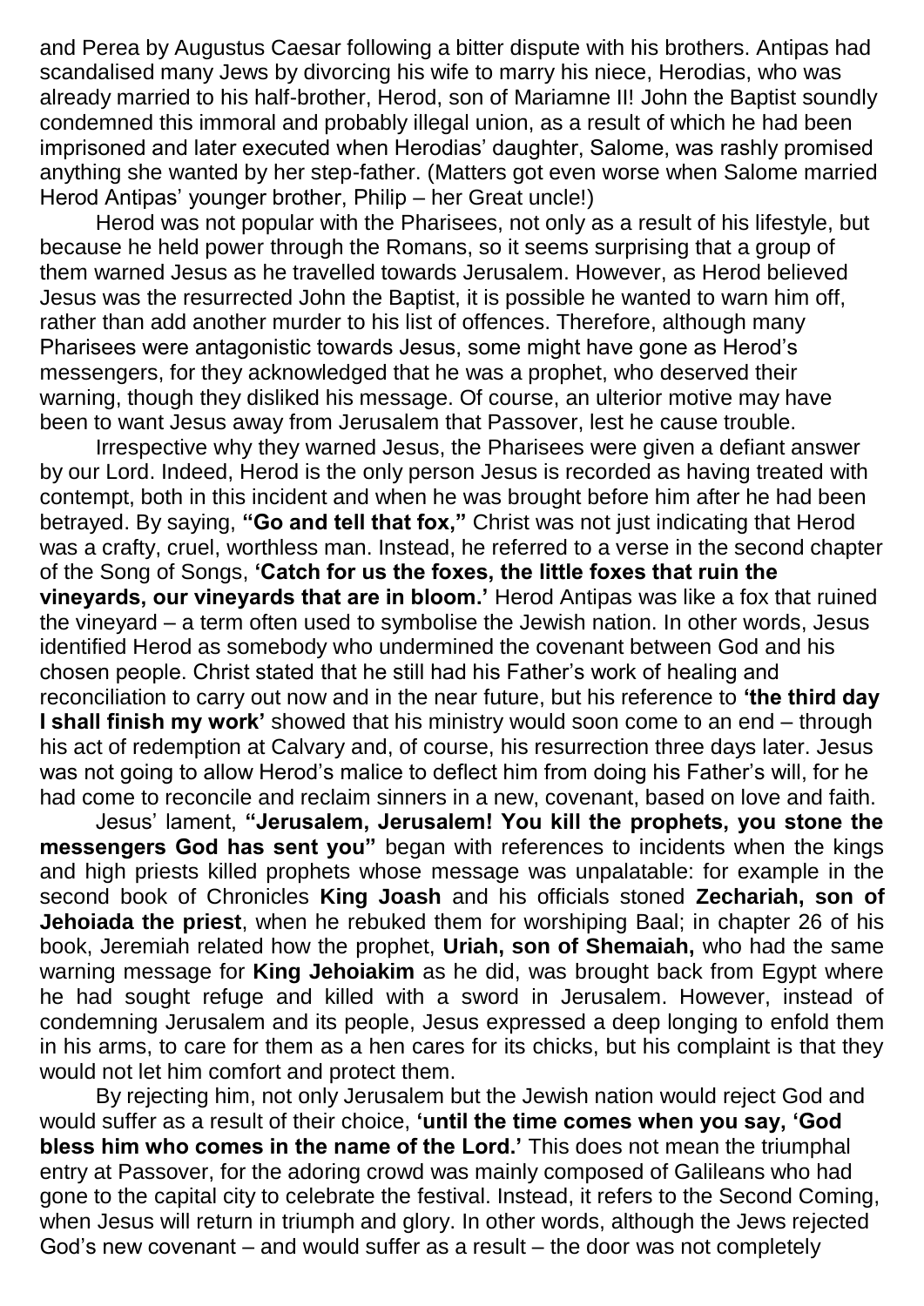and Perea by Augustus Caesar following a bitter dispute with his brothers. Antipas had scandalised many Jews by divorcing his wife to marry his niece, Herodias, who was already married to his half-brother, Herod, son of Mariamne II! John the Baptist soundly condemned this immoral and probably illegal union, as a result of which he had been imprisoned and later executed when Herodias' daughter, Salome, was rashly promised anything she wanted by her step-father. (Matters got even worse when Salome married Herod Antipas' younger brother, Philip – her Great uncle!)

Herod was not popular with the Pharisees, not only as a result of his lifestyle, but because he held power through the Romans, so it seems surprising that a group of them warned Jesus as he travelled towards Jerusalem. However, as Herod believed Jesus was the resurrected John the Baptist, it is possible he wanted to warn him off, rather than add another murder to his list of offences. Therefore, although many Pharisees were antagonistic towards Jesus, some might have gone as Herod's messengers, for they acknowledged that he was a prophet, who deserved their warning, though they disliked his message. Of course, an ulterior motive may have been to want Jesus away from Jerusalem that Passover, lest he cause trouble.

Irrespective why they warned Jesus, the Pharisees were given a defiant answer by our Lord. Indeed, Herod is the only person Jesus is recorded as having treated with contempt, both in this incident and when he was brought before him after he had been betrayed. By saying, **"Go and tell that fox,"** Christ was not just indicating that Herod was a crafty, cruel, worthless man. Instead, he referred to a verse in the second chapter of the Song of Songs, **'Catch for us the foxes, the little foxes that ruin the vineyards, our vineyards that are in bloom.'** Herod Antipas was like a fox that ruined the vineyard – a term often used to symbolise the Jewish nation. In other words, Jesus identified Herod as somebody who undermined the covenant between God and his chosen people. Christ stated that he still had his Father's work of healing and reconciliation to carry out now and in the near future, but his reference to **'the third day I shall finish my work'** showed that his ministry would soon come to an end – through his act of redemption at Calvary and, of course, his resurrection three days later. Jesus was not going to allow Herod's malice to deflect him from doing his Father's will, for he had come to reconcile and reclaim sinners in a new, covenant, based on love and faith.

Jesus' lament, **"Jerusalem, Jerusalem! You kill the prophets, you stone the messengers God has sent you"** began with references to incidents when the kings and high priests killed prophets whose message was unpalatable: for example in the second book of Chronicles **King Joash** and his officials stoned **Zechariah, son of Jehoiada the priest**, when he rebuked them for worshiping Baal; in chapter 26 of his book, Jeremiah related how the prophet, **Uriah, son of Shemaiah,** who had the same warning message for **King Jehoiakim** as he did, was brought back from Egypt where he had sought refuge and killed with a sword in Jerusalem. However, instead of condemning Jerusalem and its people, Jesus expressed a deep longing to enfold them in his arms, to care for them as a hen cares for its chicks, but his complaint is that they would not let him comfort and protect them.

By rejecting him, not only Jerusalem but the Jewish nation would reject God and would suffer as a result of their choice, **'until the time comes when you say, 'God bless him who comes in the name of the Lord.'** This does not mean the triumphal entry at Passover, for the adoring crowd was mainly composed of Galileans who had gone to the capital city to celebrate the festival. Instead, it refers to the Second Coming, when Jesus will return in triumph and glory. In other words, although the Jews rejected God's new covenant – and would suffer as a result – the door was not completely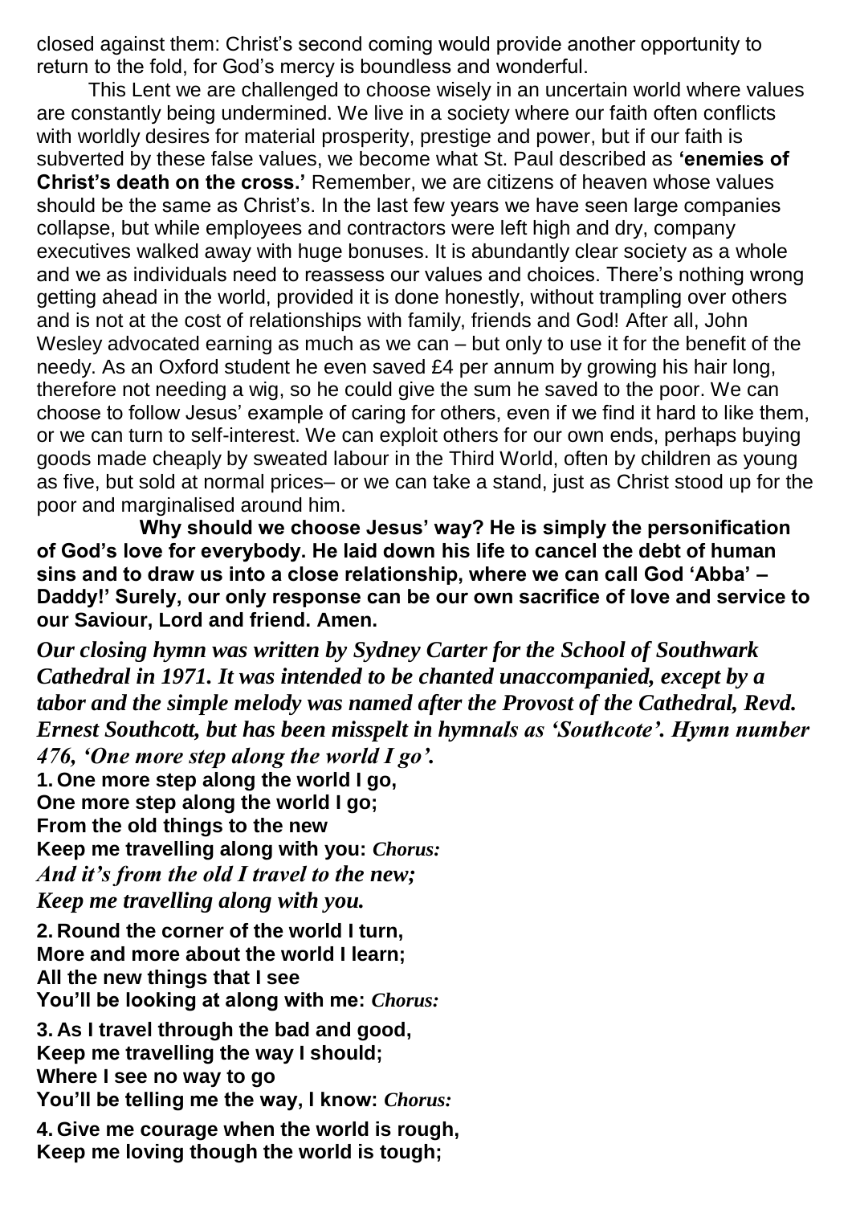closed against them: Christ's second coming would provide another opportunity to return to the fold, for God's mercy is boundless and wonderful.

This Lent we are challenged to choose wisely in an uncertain world where values are constantly being undermined. We live in a society where our faith often conflicts with worldly desires for material prosperity, prestige and power, but if our faith is subverted by these false values, we become what St. Paul described as **'enemies of Christ's death on the cross.'** Remember, we are citizens of heaven whose values should be the same as Christ's. In the last few years we have seen large companies collapse, but while employees and contractors were left high and dry, company executives walked away with huge bonuses. It is abundantly clear society as a whole and we as individuals need to reassess our values and choices. There's nothing wrong getting ahead in the world, provided it is done honestly, without trampling over others and is not at the cost of relationships with family, friends and God! After all, John Wesley advocated earning as much as we can – but only to use it for the benefit of the needy. As an Oxford student he even saved £4 per annum by growing his hair long, therefore not needing a wig, so he could give the sum he saved to the poor. We can choose to follow Jesus' example of caring for others, even if we find it hard to like them, or we can turn to self-interest. We can exploit others for our own ends, perhaps buying goods made cheaply by sweated labour in the Third World, often by children as young as five, but sold at normal prices– or we can take a stand, just as Christ stood up for the poor and marginalised around him.

**Why should we choose Jesus' way? He is simply the personification of God's love for everybody. He laid down his life to cancel the debt of human sins and to draw us into a close relationship, where we can call God 'Abba' – Daddy!' Surely, our only response can be our own sacrifice of love and service to our Saviour, Lord and friend. Amen.**

***Our closing hymn was written by Sydney Carter for the School of Southwark Cathedral in 1971. It was intended to be chanted unaccompanied, except by a tabor and the simple melody was named after the Provost of the Cathedral, Revd. Ernest Southcott, but has been misspelt in hymnals as 'Southcote'. Hymn number 476, 'One more step along the world I go'.***

**1. One more step along the world I go,**
**One more step along the world I go;**
**From the old things to the new**
**Keep me travelling along with you:** ***Chorus:***
***And it's from the old I travel to the new;***
***Keep me travelling along with you.***

**2. Round the corner of the world I turn,**
**More and more about the world I learn;**
**All the new things that I see**
**You'll be looking at along with me:** ***Chorus:***

**3. As I travel through the bad and good,**
**Keep me travelling the way I should;**
**Where I see no way to go**
**You'll be telling me the way, I know:** ***Chorus:***

**4. Give me courage when the world is rough,**
**Keep me loving though the world is tough;**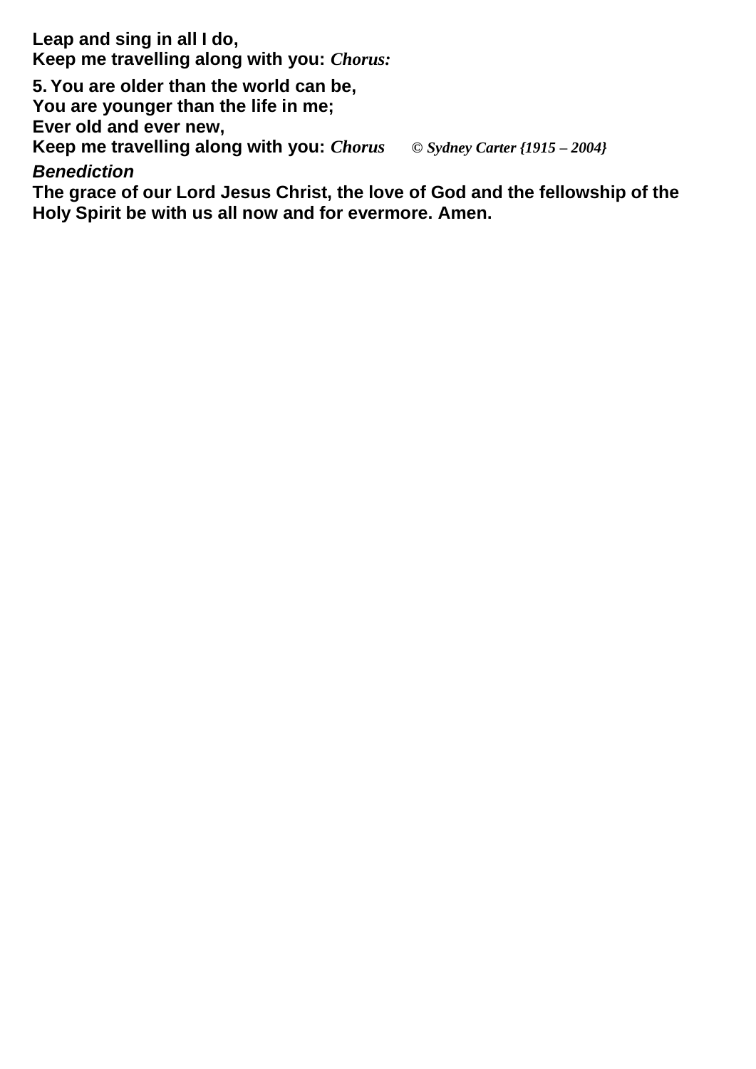**Leap and sing in all I do,**
**Keep me travelling along with you:** ***Chorus:***

**5. You are older than the world can be,**
**You are younger than the life in me;**
**Ever old and ever new,**
**Keep me travelling along with you:** ***Chorus*** *© Sydney Carter {1915 – 2004}*

***Benediction***

**The grace of our Lord Jesus Christ, the love of God and the fellowship of the Holy Spirit be with us all now and for evermore. Amen.**